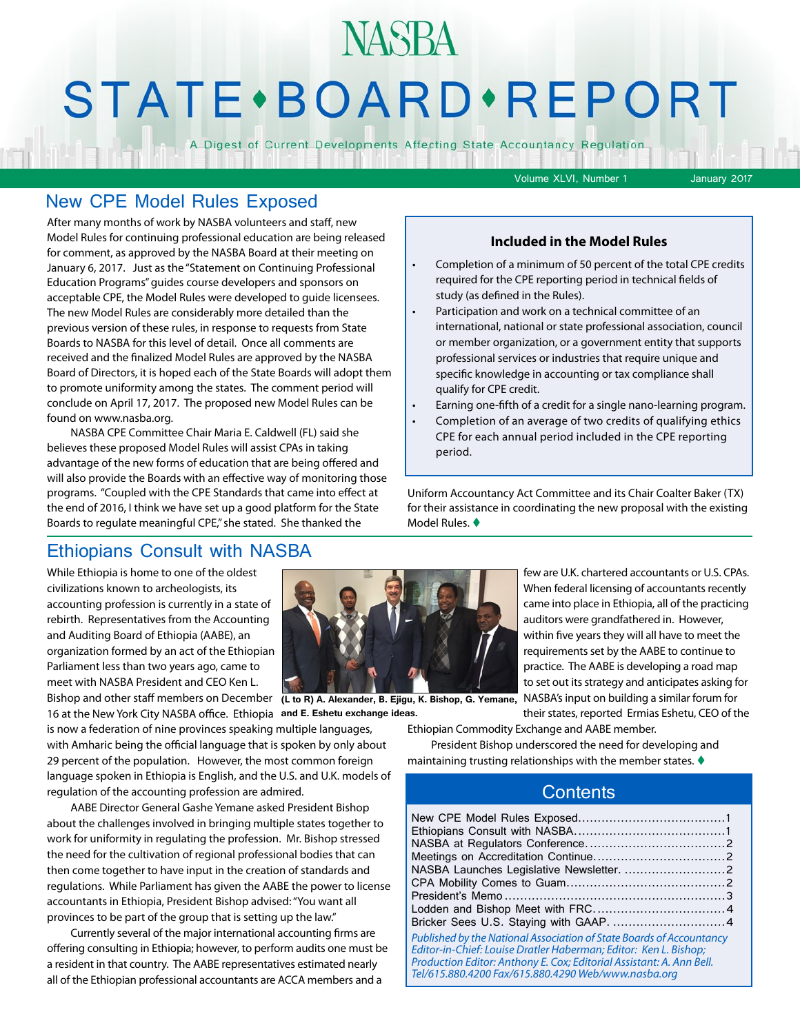# NASBA STATE • BOARD • REPORT

A Digest of Current Developments Affecting State Accountancy Regulation

Volume XLVI, Number 1 January 2017

## New CPE Model Rules Exposed

After many months of work by NASBA volunteers and staff, new Model Rules for continuing professional education are being released for comment, as approved by the NASBA Board at their meeting on January 6, 2017. Just as the "Statement on Continuing Professional Education Programs" guides course developers and sponsors on acceptable CPE, the Model Rules were developed to guide licensees. The new Model Rules are considerably more detailed than the previous version of these rules, in response to requests from State Boards to NASBA for this level of detail. Once all comments are received and the finalized Model Rules are approved by the NASBA Board of Directors, it is hoped each of the State Boards will adopt them to promote uniformity among the states. The comment period will conclude on April 17, 2017. The proposed new Model Rules can be found on www.nasba.org.

NASBA CPE Committee Chair Maria E. Caldwell (FL) said she believes these proposed Model Rules will assist CPAs in taking advantage of the new forms of education that are being offered and will also provide the Boards with an effective way of monitoring those programs. "Coupled with the CPE Standards that came into effect at the end of 2016, I think we have set up a good platform for the State Boards to regulate meaningful CPE," she stated. She thanked the Uniform Accountancy Act Committee and its Chair Coalter Baker (TX) for their assistance in coordinating the new proposal with the existing Model Rules. ♦

**Included in the Model Rules**

- Completion of a minimum of 50 percent of the total CPE credits required for the CPE reporting period in technical fields of study (as defined in the Rules).
- Participation and work on a technical committee of an international, national or state professional association, council or member organization, or a government entity that supports professional services or industries that require unique and specific knowledge in accounting or tax compliance shall qualify for CPE credit.
- Earning one-fifth of a credit for a single nano-learning program.
- Completion of an average of two credits of qualifying ethics CPE for each annual period included in the CPE reporting period.

## Ethiopians Consult with NASBA

While Ethiopia is home to one of the oldest civilizations known to archeologists, its accounting profession is currently in a state of rebirth. Representatives from the Accounting and Auditing Board of Ethiopia (AABE), an organization formed by an act of the Ethiopian Parliament less than two years ago, came to meet with NASBA President and CEO Ken L. Bishop and other staff members on December 16 at the New York City NASBA office. Ethiopia is now a federation of nine provinces speaking multiple languages, with Amharic being the official language that is spoken by only about 29 percent of the population. However, the most common foreign language spoken in Ethiopia is English, and the U.S. and U.K. models of regulation of the accounting profession are admired.

**(L to R) A. Alexander, B. Ejigu, K. Bishop, G. Yemane, and E. Eshetu exchange ideas.**

AABE Director General Gashe Yemane asked President Bishop about the challenges involved in bringing multiple states together to work for uniformity in regulating the profession. Mr. Bishop stressed the need for the cultivation of regional professional bodies that can then come together to have input in the creation of standards and regulations. While Parliament has given the AABE the power to license accountants in Ethiopia, President Bishop advised: "You want all provinces to be part of the group that is setting up the law."

Currently several of the major international accounting firms are offering consulting in Ethiopia; however, to perform audits one must be a resident in that country. The AABE representatives estimated nearly all of the Ethiopian professional accountants are ACCA members and a few are U.K. chartered accountants or U.S. CPAs. When federal licensing of accountants recently came into place in Ethiopia, all of the practicing auditors were grandfathered in. However, within five years they will all have to meet the requirements set by the AABE to continue to practice. The AABE is developing a road map to set out its strategy and anticipates asking for NASBA's input on building a similar forum for their states, reported Ermias Eshetu, CEO of the Ethiopian Commodity Exchange and AABE member.

President Bishop underscored the need for developing and maintaining trusting relationships with the member states. ♦

## Contents

| | |
|---|---|
| New CPE Model Rules Exposed | 1 |
| Ethiopians Consult with NASBA | 1 |
| NASBA at Regulators Conference | 2 |
| Meetings on Accreditation Continue | 2 |
| NASBA Launches Legislative Newsletter | 2 |
| CPA Mobility Comes to Guam | 2 |
| President's Memo | 3 |
| Lodden and Bishop Meet with FRC | 4 |
| Bricker Sees U.S. Staying with GAAP | 4 |

*Published by the National Association of State Boards of Accountancy*
*Editor-in-Chief: Louise Dratler Haberman; Editor: Ken L. Bishop;*
*Production Editor: Anthony E. Cox; Editorial Assistant: A. Ann Bell.*
*Tel/615.880.4200 Fax/615.880.4290 Web/www.nasba.org*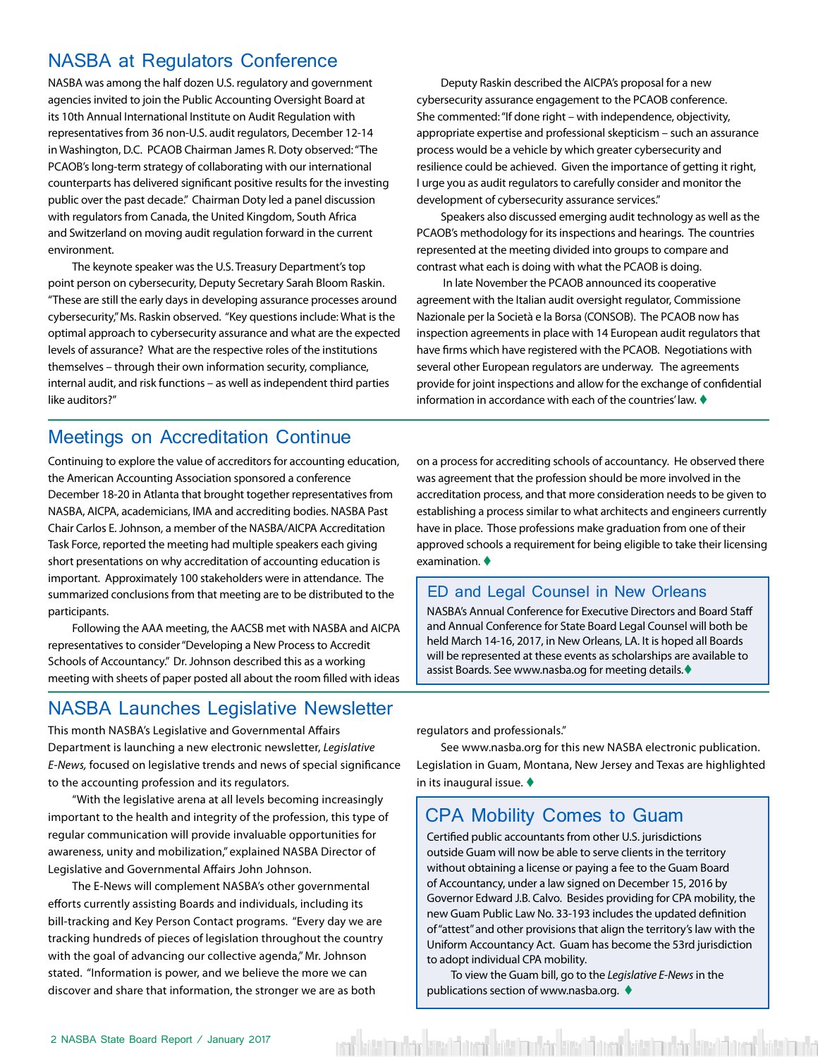## NASBA at Regulators Conference

NASBA was among the half dozen U.S. regulatory and government agencies invited to join the Public Accounting Oversight Board at its 10th Annual International Institute on Audit Regulation with representatives from 36 non-U.S. audit regulators, December 12-14 in Washington, D.C. PCAOB Chairman James R. Doty observed: "The PCAOB's long-term strategy of collaborating with our international counterparts has delivered significant positive results for the investing public over the past decade." Chairman Doty led a panel discussion with regulators from Canada, the United Kingdom, South Africa and Switzerland on moving audit regulation forward in the current environment.

The keynote speaker was the U.S. Treasury Department's top point person on cybersecurity, Deputy Secretary Sarah Bloom Raskin. "These are still the early days in developing assurance processes around cybersecurity," Ms. Raskin observed. "Key questions include: What is the optimal approach to cybersecurity assurance and what are the expected levels of assurance? What are the respective roles of the institutions themselves – through their own information security, compliance, internal audit, and risk functions – as well as independent third parties like auditors?"

Deputy Raskin described the AICPA's proposal for a new cybersecurity assurance engagement to the PCAOB conference. She commented: "If done right – with independence, objectivity, appropriate expertise and professional skepticism – such an assurance process would be a vehicle by which greater cybersecurity and resilience could be achieved. Given the importance of getting it right, I urge you as audit regulators to carefully consider and monitor the development of cybersecurity assurance services."

Speakers also discussed emerging audit technology as well as the PCAOB's methodology for its inspections and hearings. The countries represented at the meeting divided into groups to compare and contrast what each is doing with what the PCAOB is doing.

In late November the PCAOB announced its cooperative agreement with the Italian audit oversight regulator, Commissione Nazionale per la Società e la Borsa (CONSOB). The PCAOB now has inspection agreements in place with 14 European audit regulators that have firms which have registered with the PCAOB. Negotiations with several other European regulators are underway. The agreements provide for joint inspections and allow for the exchange of confidential information in accordance with each of the countries' law. ♦

## Meetings on Accreditation Continue

Continuing to explore the value of accreditors for accounting education, the American Accounting Association sponsored a conference December 18-20 in Atlanta that brought together representatives from NASBA, AICPA, academicians, IMA and accrediting bodies. NASBA Past Chair Carlos E. Johnson, a member of the NASBA/AICPA Accreditation Task Force, reported the meeting had multiple speakers each giving short presentations on why accreditation of accounting education is important. Approximately 100 stakeholders were in attendance. The summarized conclusions from that meeting are to be distributed to the participants.

Following the AAA meeting, the AACSB met with NASBA and AICPA representatives to consider "Developing a New Process to Accredit Schools of Accountancy." Dr. Johnson described this as a working meeting with sheets of paper posted all about the room filled with ideas on a process for accrediting schools of accountancy. He observed there was agreement that the profession should be more involved in the accreditation process, and that more consideration needs to be given to establishing a process similar to what architects and engineers currently have in place. Those professions make graduation from one of their approved schools a requirement for being eligible to take their licensing examination. ♦

## ED and Legal Counsel in New Orleans

NASBA's Annual Conference for Executive Directors and Board Staff and Annual Conference for State Board Legal Counsel will both be held March 14-16, 2017, in New Orleans, LA. It is hoped all Boards will be represented at these events as scholarships are available to assist Boards. See www.nasba.og for meeting details.♦

## NASBA Launches Legislative Newsletter

This month NASBA's Legislative and Governmental Affairs Department is launching a new electronic newsletter, *Legislative E-News,* focused on legislative trends and news of special significance to the accounting profession and its regulators.

"With the legislative arena at all levels becoming increasingly important to the health and integrity of the profession, this type of regular communication will provide invaluable opportunities for awareness, unity and mobilization," explained NASBA Director of Legislative and Governmental Affairs John Johnson.

The E-News will complement NASBA's other governmental efforts currently assisting Boards and individuals, including its bill-tracking and Key Person Contact programs. "Every day we are tracking hundreds of pieces of legislation throughout the country with the goal of advancing our collective agenda," Mr. Johnson stated. "Information is power, and we believe the more we can discover and share that information, the stronger we are as both regulators and professionals."

See www.nasba.org for this new NASBA electronic publication. Legislation in Guam, Montana, New Jersey and Texas are highlighted in its inaugural issue. ♦

## CPA Mobility Comes to Guam

Certified public accountants from other U.S. jurisdictions outside Guam will now be able to serve clients in the territory without obtaining a license or paying a fee to the Guam Board of Accountancy, under a law signed on December 15, 2016 by Governor Edward J.B. Calvo. Besides providing for CPA mobility, the new Guam Public Law No. 33-193 includes the updated definition of "attest" and other provisions that align the territory's law with the Uniform Accountancy Act. Guam has become the 53rd jurisdiction to adopt individual CPA mobility.

To view the Guam bill, go to the *Legislative E-News* in the publications section of www.nasba.org. ♦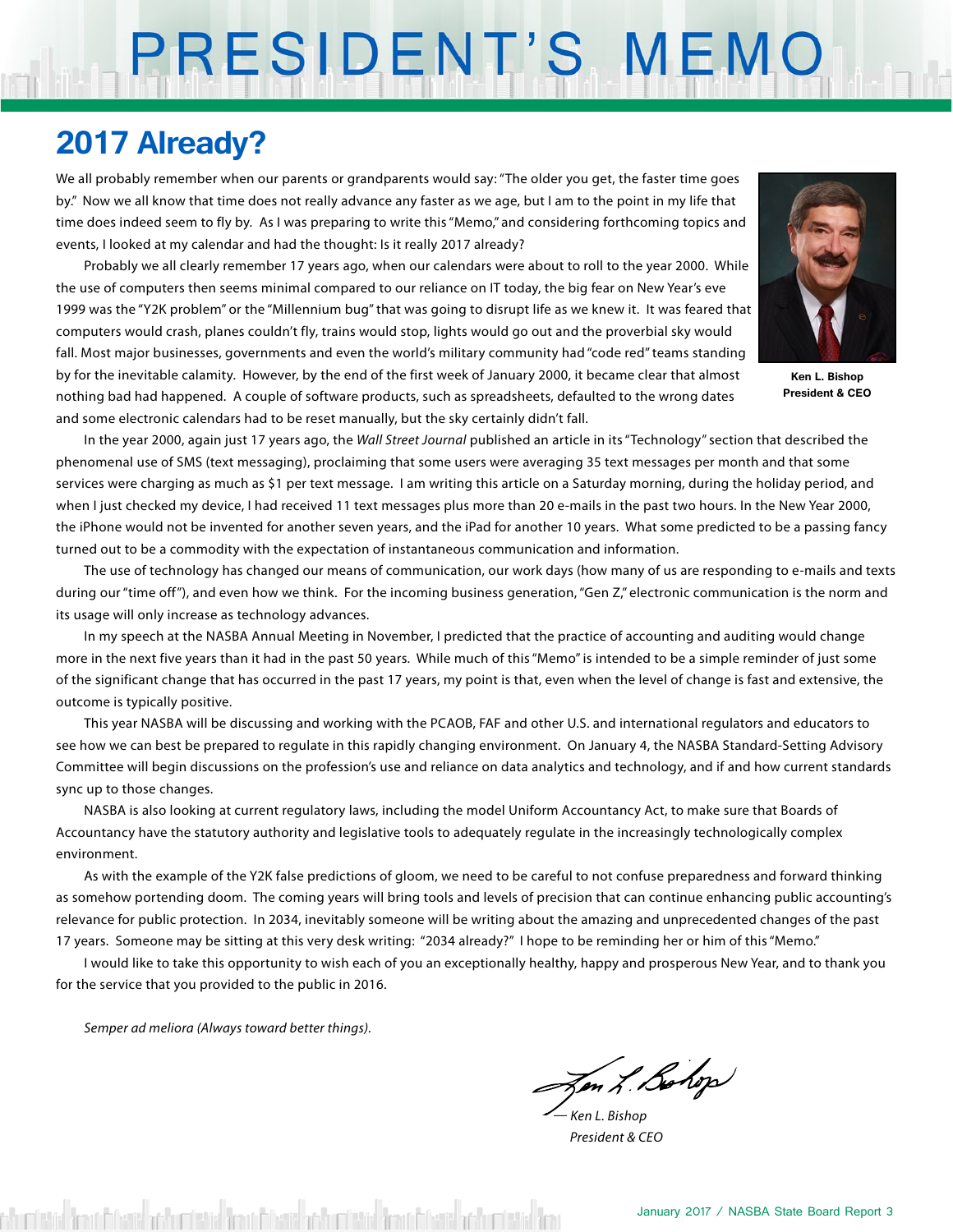# PRESIDENT'S MEMO

## 2017 Already?

We all probably remember when our parents or grandparents would say: "The older you get, the faster time goes by." Now we all know that time does not really advance any faster as we age, but I am to the point in my life that time does indeed seem to fly by. As I was preparing to write this "Memo," and considering forthcoming topics and events, I looked at my calendar and had the thought: Is it really 2017 already?

Ken L. Bishop
President & CEO

Probably we all clearly remember 17 years ago, when our calendars were about to roll to the year 2000. While the use of computers then seems minimal compared to our reliance on IT today, the big fear on New Year's eve 1999 was the "Y2K problem" or the "Millennium bug" that was going to disrupt life as we knew it. It was feared that computers would crash, planes couldn't fly, trains would stop, lights would go out and the proverbial sky would fall. Most major businesses, governments and even the world's military community had "code red" teams standing by for the inevitable calamity. However, by the end of the first week of January 2000, it became clear that almost nothing bad had happened. A couple of software products, such as spreadsheets, defaulted to the wrong dates and some electronic calendars had to be reset manually, but the sky certainly didn't fall.

In the year 2000, again just 17 years ago, the *Wall Street Journal* published an article in its "Technology" section that described the phenomenal use of SMS (text messaging), proclaiming that some users were averaging 35 text messages per month and that some services were charging as much as $1 per text message. I am writing this article on a Saturday morning, during the holiday period, and when I just checked my device, I had received 11 text messages plus more than 20 e-mails in the past two hours. In the New Year 2000, the iPhone would not be invented for another seven years, and the iPad for another 10 years. What some predicted to be a passing fancy turned out to be a commodity with the expectation of instantaneous communication and information.

The use of technology has changed our means of communication, our work days (how many of us are responding to e-mails and texts during our "time off"), and even how we think. For the incoming business generation, "Gen Z," electronic communication is the norm and its usage will only increase as technology advances.

In my speech at the NASBA Annual Meeting in November, I predicted that the practice of accounting and auditing would change more in the next five years than it had in the past 50 years. While much of this "Memo" is intended to be a simple reminder of just some of the significant change that has occurred in the past 17 years, my point is that, even when the level of change is fast and extensive, the outcome is typically positive.

This year NASBA will be discussing and working with the PCAOB, FAF and other U.S. and international regulators and educators to see how we can best be prepared to regulate in this rapidly changing environment. On January 4, the NASBA Standard-Setting Advisory Committee will begin discussions on the profession's use and reliance on data analytics and technology, and if and how current standards sync up to those changes.

NASBA is also looking at current regulatory laws, including the model Uniform Accountancy Act, to make sure that Boards of Accountancy have the statutory authority and legislative tools to adequately regulate in the increasingly technologically complex environment.

As with the example of the Y2K false predictions of gloom, we need to be careful to not confuse preparedness and forward thinking as somehow portending doom. The coming years will bring tools and levels of precision that can continue enhancing public accounting's relevance for public protection. In 2034, inevitably someone will be writing about the amazing and unprecedented changes of the past 17 years. Someone may be sitting at this very desk writing: "2034 already?" I hope to be reminding her or him of this "Memo."

I would like to take this opportunity to wish each of you an exceptionally healthy, happy and prosperous New Year, and to thank you for the service that you provided to the public in 2016.

*Semper ad meliora (Always toward better things).*

*— Ken L. Bishop*
*President & CEO*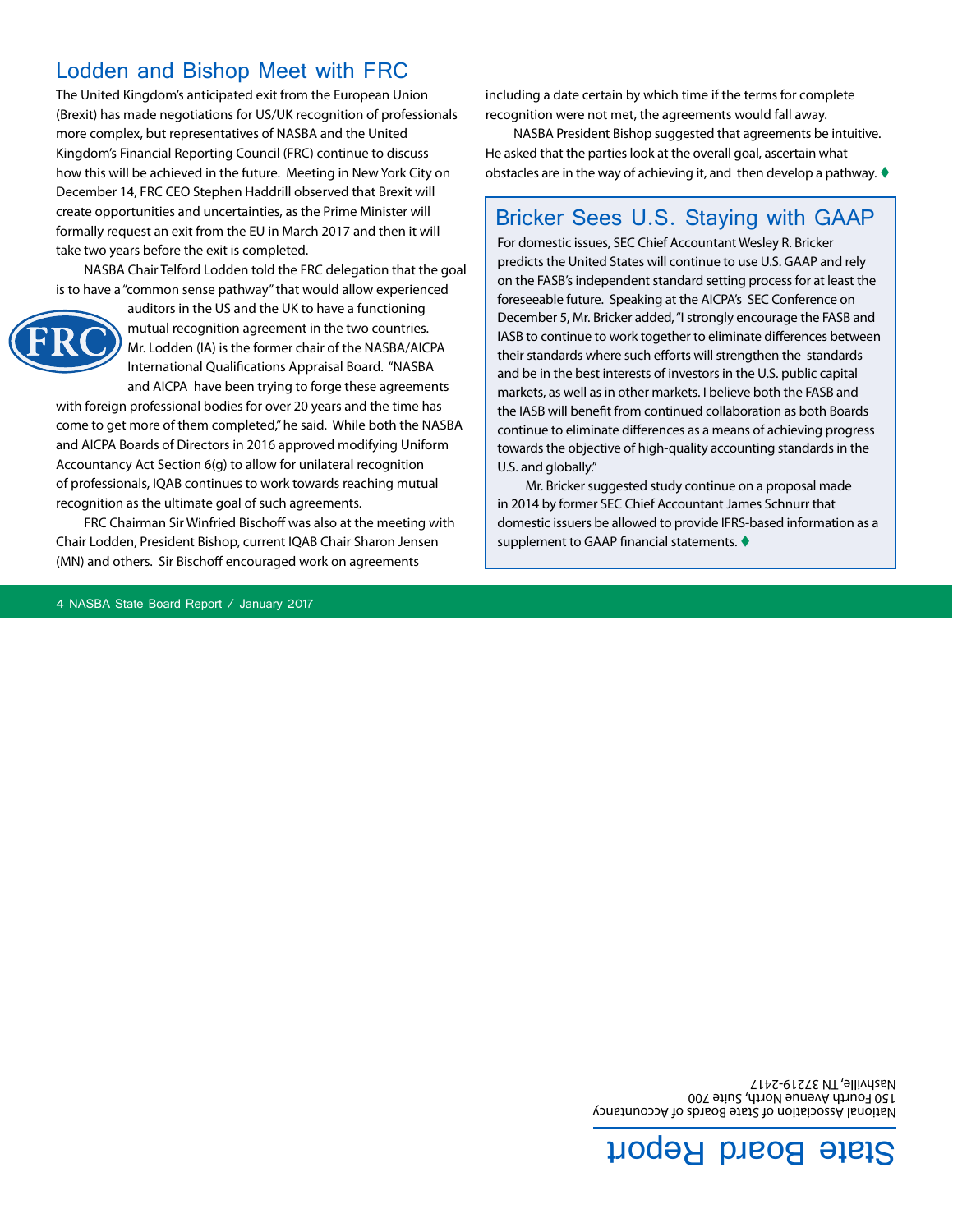## Lodden and Bishop Meet with FRC

The United Kingdom's anticipated exit from the European Union (Brexit) has made negotiations for US/UK recognition of professionals more complex, but representatives of NASBA and the United Kingdom's Financial Reporting Council (FRC) continue to discuss how this will be achieved in the future. Meeting in New York City on December 14, FRC CEO Stephen Haddrill observed that Brexit will create opportunities and uncertainties, as the Prime Minister will formally request an exit from the EU in March 2017 and then it will take two years before the exit is completed.

NASBA Chair Telford Lodden told the FRC delegation that the goal is to have a "common sense pathway" that would allow experienced auditors in the US and the UK to have a functioning mutual recognition agreement in the two countries. Mr. Lodden (IA) is the former chair of the NASBA/AICPA International Qualifications Appraisal Board. "NASBA and AICPA have been trying to forge these agreements with foreign professional bodies for over 20 years and the time has come to get more of them completed," he said. While both the NASBA and AICPA Boards of Directors in 2016 approved modifying Uniform Accountancy Act Section 6(g) to allow for unilateral recognition of professionals, IQAB continues to work towards reaching mutual recognition as the ultimate goal of such agreements.

FRC Chairman Sir Winfried Bischoff was also at the meeting with Chair Lodden, President Bishop, current IQAB Chair Sharon Jensen (MN) and others. Sir Bischoff encouraged work on agreements including a date certain by which time if the terms for complete recognition were not met, the agreements would fall away.

NASBA President Bishop suggested that agreements be intuitive. He asked that the parties look at the overall goal, ascertain what obstacles are in the way of achieving it, and then develop a pathway. ♦

## Bricker Sees U.S. Staying with GAAP

For domestic issues, SEC Chief Accountant Wesley R. Bricker predicts the United States will continue to use U.S. GAAP and rely on the FASB's independent standard setting process for at least the foreseeable future. Speaking at the AICPA's SEC Conference on December 5, Mr. Bricker added, "I strongly encourage the FASB and IASB to continue to work together to eliminate differences between their standards where such efforts will strengthen the standards and be in the best interests of investors in the U.S. public capital markets, as well as in other markets. I believe both the FASB and the IASB will benefit from continued collaboration as both Boards continue to eliminate differences as a means of achieving progress towards the objective of high-quality accounting standards in the U.S. and globally."

Mr. Bricker suggested study continue on a proposal made in 2014 by former SEC Chief Accountant James Schnurr that domestic issuers be allowed to provide IFRS-based information as a supplement to GAAP financial statements. ♦

State Board Report

National Association of State Boards of Accountancy
150 Fourth Avenue North, Suite 700
Nashville, TN 37219-2417